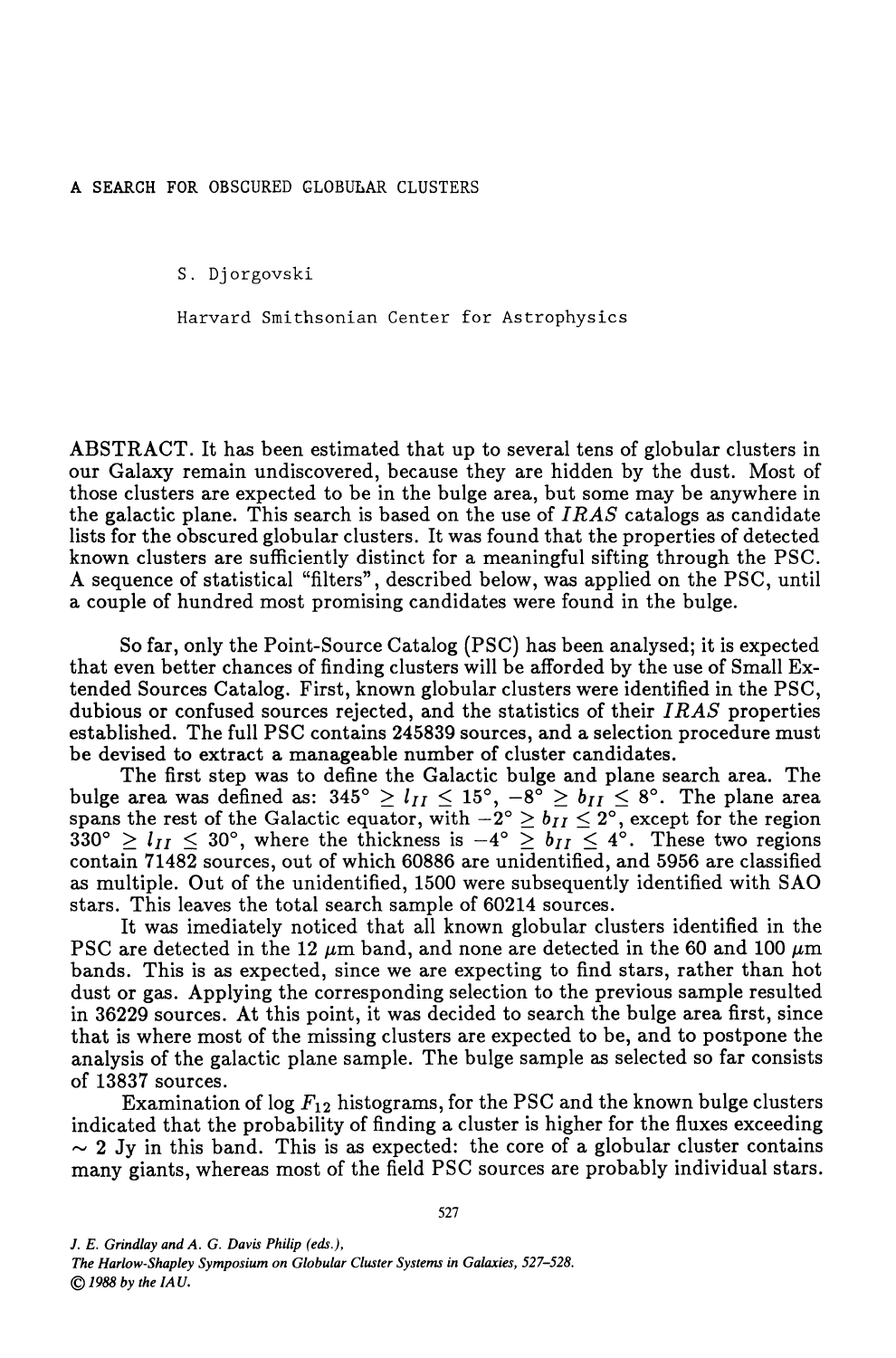# A SEARCH FOR OBSCURED GLOBULAR CLUSTERS

S. Djorgovski

Harvard Smithsonian Center for Astrophysics

ABSTRACT. It has been estimated that up to several tens of globular clusters in our Galaxy remain undiscovered, because they are hidden by the dust. Most of those clusters are expected to be in the bulge area, but some may be anywhere in the galactic plane. This search is based on the use of *IRAS* catalogs as candidate lists for the obscured globular clusters. It was found that the properties of detected known clusters are sufficiently distinct for a meaningful sifting through the PSC. A sequence of statistical "filters", described below, was applied on the PSC, until a couple of hundred most promising candidates were found in the bulge.

So far, only the Point-Source Catalog (PSC) has been analysed; it is expected that even better chances of finding clusters will be afforded by the use of Small Extended Sources Catalog. First, known globular clusters were identified in the PSC, dubious or confused sources rejected, and the statistics of their *IRAS* properties established. The full PSC contains 245839 sources, and a selection procedure must be devised to extract a manageable number of cluster candidates.

The first step was to define the Galactic bulge and plane search area. The bulge area was defined as: $345° \geq l_{II} \leq 15°$, $-8° \geq b_{II} \leq 8°$. The plane area spans the rest of the Galactic equator, with $-2° \geq b_{II} \leq 2°$, except for the region $330° \geq l_{II} \leq 30°$, where the thickness is $-4° \geq b_{II} \leq 4°$. These two regions contain 71482 sources, out of which 60886 are unidentified, and 5956 are classified as multiple. Out of the unidentified, 1500 were subsequently identified with SAO stars. This leaves the total search sample of 60214 sources.

It was imediately noticed that all known globular clusters identified in the PSC are detected in the 12 $\mu$m band, and none are detected in the 60 and 100 $\mu$m bands. This is as expected, since we are expecting to find stars, rather than hot dust or gas. Applying the corresponding selection to the previous sample resulted in 36229 sources. At this point, it was decided to search the bulge area first, since that is where most of the missing clusters are expected to be, and to postpone the analysis of the galactic plane sample. The bulge sample as selected so far consists of 13837 sources.

Examination of $\log F_{12}$ histograms, for the PSC and the known bulge clusters indicated that the probability of finding a cluster is higher for the fluxes exceeding $\sim 2$ Jy in this band. This is as expected: the core of a globular cluster contains many giants, whereas most of the field PSC sources are probably individual stars.

*J. E. Grindlay and A. G. Davis Philip (eds.),*
*The Harlow-Shapley Symposium on Globular Cluster Systems in Galaxies, 527–528.*
© *1988 by the IAU.*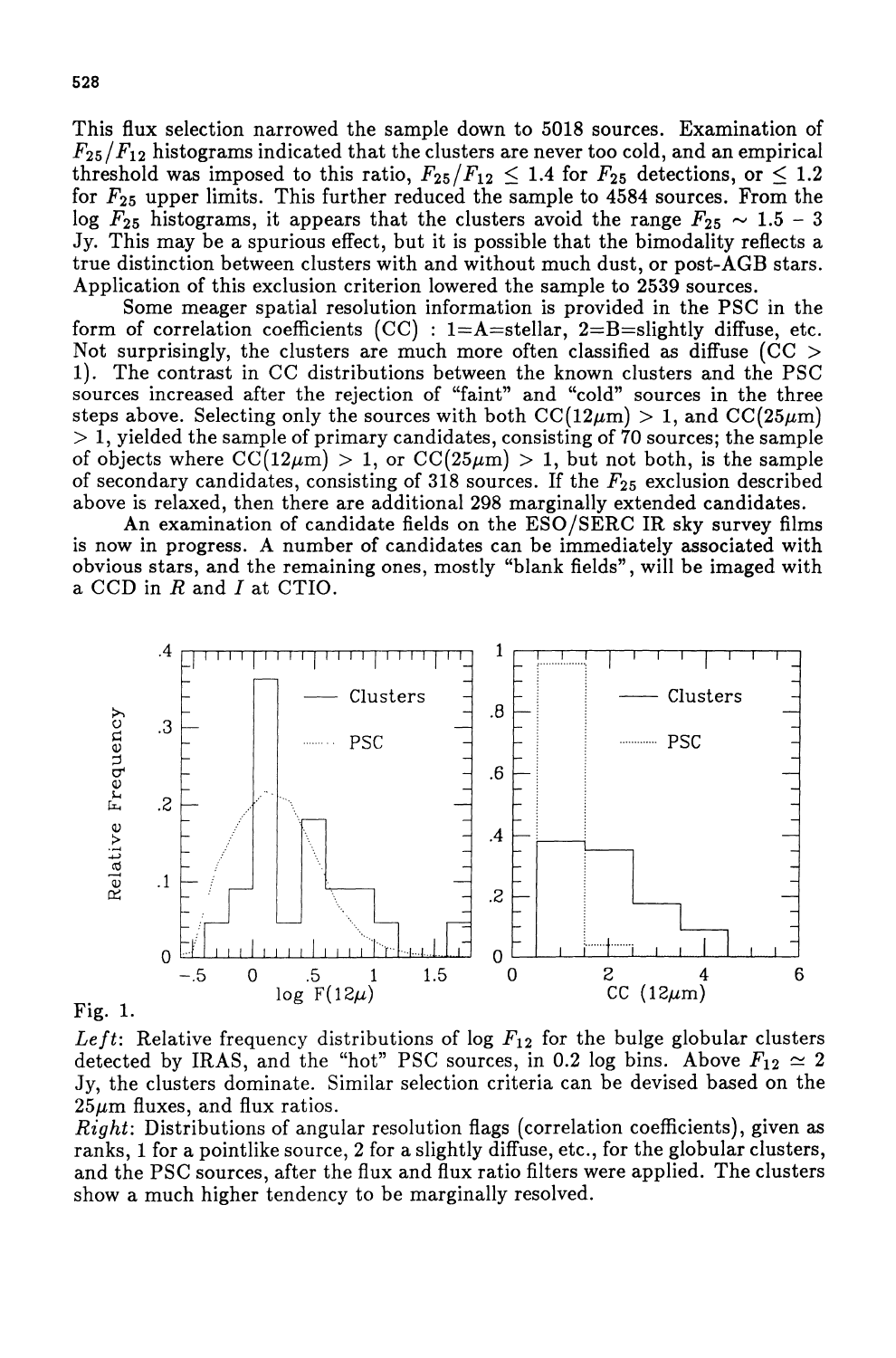This flux selection narrowed the sample down to 5018 sources. Examination of $F_{25}/F_{12}$ histograms indicated that the clusters are never too cold, and an empirical threshold was imposed to this ratio, $F_{25}/F_{12} \leq 1.4$ for $F_{25}$ detections, or $\leq 1.2$ for $F_{25}$ upper limits. This further reduced the sample to 4584 sources. From the log $F_{25}$ histograms, it appears that the clusters avoid the range $F_{25} \sim 1.5 - 3$ Jy. This may be a spurious effect, but it is possible that the bimodality reflects a true distinction between clusters with and without much dust, or post-AGB stars. Application of this exclusion criterion lowered the sample to 2539 sources.

Some meager spatial resolution information is provided in the PSC in the form of correlation coefficients (CC) : 1=A=stellar, 2=B=slightly diffuse, etc. Not surprisingly, the clusters are much more often classified as diffuse (CC > 1). The contrast in CC distributions between the known clusters and the PSC sources increased after the rejection of "faint" and "cold" sources in the three steps above. Selecting only the sources with both CC(12$\mu$m) > 1, and CC(25$\mu$m) > 1, yielded the sample of primary candidates, consisting of 70 sources; the sample of objects where CC(12$\mu$m) > 1, or CC(25$\mu$m) > 1, but not both, is the sample of secondary candidates, consisting of 318 sources. If the $F_{25}$ exclusion described above is relaxed, then there are additional 298 marginally extended candidates.

An examination of candidate fields on the ESO/SERC IR sky survey films is now in progress. A number of candidates can be immediately associated with obvious stars, and the remaining ones, mostly "blank fields", will be imaged with a CCD in $R$ and $I$ at CTIO.

Relative Frequency
.4
.3
.2
.1
0
— Clusters
······ PSC
-.5 0 .5 1 1.5
log F(12$\mu$)

1
.8
.6
.4
.2
0
— Clusters
······ PSC
0 2 4 6
CC (12$\mu$m)

Fig. 1.

*Left*: Relative frequency distributions of log $F_{12}$ for the bulge globular clusters detected by IRAS, and the "hot" PSC sources, in 0.2 log bins. Above $F_{12} \simeq 2$ Jy, the clusters dominate. Similar selection criteria can be devised based on the 25$\mu$m fluxes, and flux ratios.

*Right*: Distributions of angular resolution flags (correlation coefficients), given as ranks, 1 for a pointlike source, 2 for a slightly diffuse, etc., for the globular clusters, and the PSC sources, after the flux and flux ratio filters were applied. The clusters show a much higher tendency to be marginally resolved.